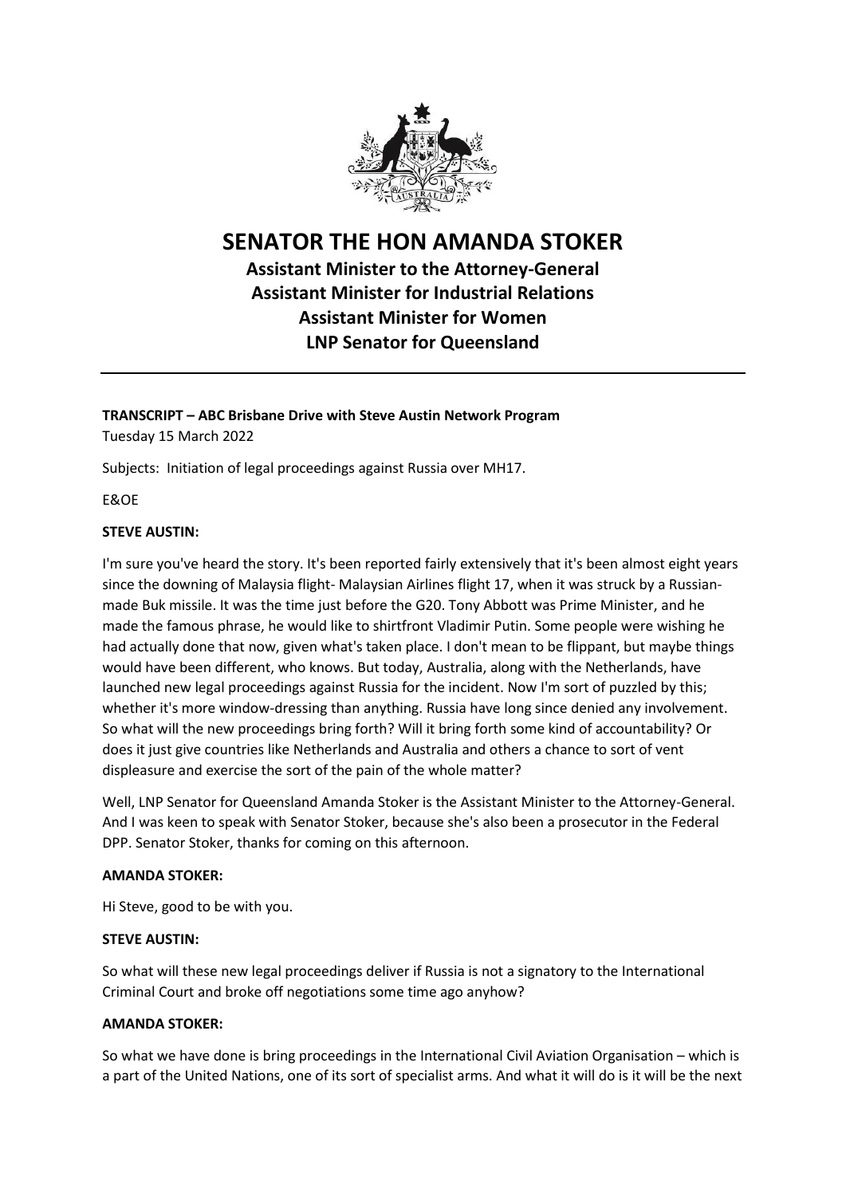# SENATOR THE HON AMANDA STOKER

## Assistant Minister to the Attorney-General
## Assistant Minister for Industrial Relations
## Assistant Minister for Women
## LNP Senator for Queensland

---

**TRANSCRIPT – ABC Brisbane Drive with Steve Austin Network Program**
Tuesday 15 March 2022

Subjects: Initiation of legal proceedings against Russia over MH17.

E&OE

**STEVE AUSTIN:**

I'm sure you've heard the story. It's been reported fairly extensively that it's been almost eight years since the downing of Malaysia flight- Malaysian Airlines flight 17, when it was struck by a Russian-made Buk missile. It was the time just before the G20. Tony Abbott was Prime Minister, and he made the famous phrase, he would like to shirtfront Vladimir Putin. Some people were wishing he had actually done that now, given what's taken place. I don't mean to be flippant, but maybe things would have been different, who knows. But today, Australia, along with the Netherlands, have launched new legal proceedings against Russia for the incident. Now I'm sort of puzzled by this; whether it's more window-dressing than anything. Russia have long since denied any involvement. So what will the new proceedings bring forth? Will it bring forth some kind of accountability? Or does it just give countries like Netherlands and Australia and others a chance to sort of vent displeasure and exercise the sort of the pain of the whole matter?

Well, LNP Senator for Queensland Amanda Stoker is the Assistant Minister to the Attorney-General. And I was keen to speak with Senator Stoker, because she's also been a prosecutor in the Federal DPP. Senator Stoker, thanks for coming on this afternoon.

**AMANDA STOKER:**

Hi Steve, good to be with you.

**STEVE AUSTIN:**

So what will these new legal proceedings deliver if Russia is not a signatory to the International Criminal Court and broke off negotiations some time ago anyhow?

**AMANDA STOKER:**

So what we have done is bring proceedings in the International Civil Aviation Organisation – which is a part of the United Nations, one of its sort of specialist arms. And what it will do is it will be the next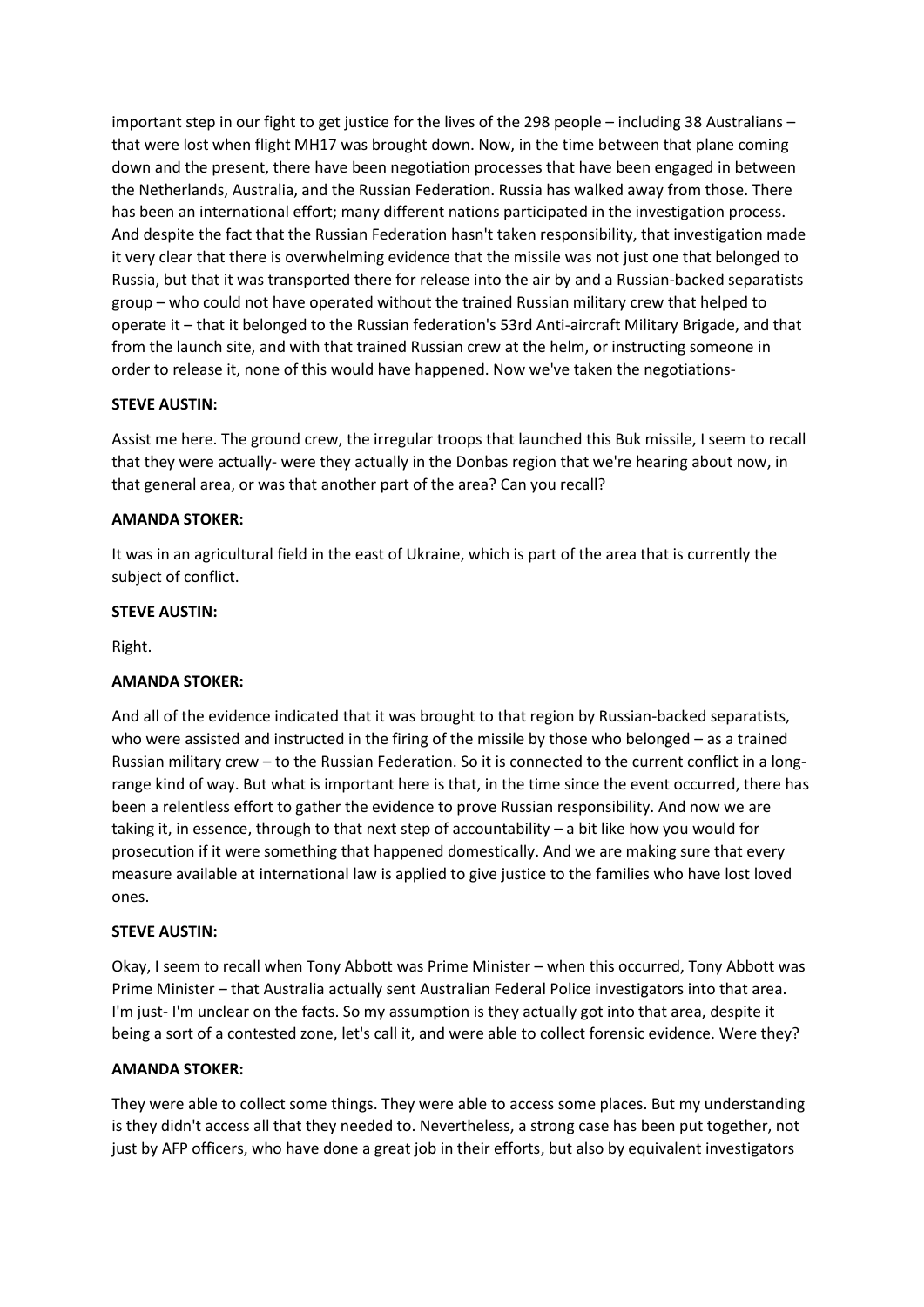important step in our fight to get justice for the lives of the 298 people – including 38 Australians – that were lost when flight MH17 was brought down. Now, in the time between that plane coming down and the present, there have been negotiation processes that have been engaged in between the Netherlands, Australia, and the Russian Federation. Russia has walked away from those. There has been an international effort; many different nations participated in the investigation process. And despite the fact that the Russian Federation hasn't taken responsibility, that investigation made it very clear that there is overwhelming evidence that the missile was not just one that belonged to Russia, but that it was transported there for release into the air by and a Russian-backed separatists group – who could not have operated without the trained Russian military crew that helped to operate it – that it belonged to the Russian federation's 53rd Anti-aircraft Military Brigade, and that from the launch site, and with that trained Russian crew at the helm, or instructing someone in order to release it, none of this would have happened. Now we've taken the negotiations-

**STEVE AUSTIN:**

Assist me here. The ground crew, the irregular troops that launched this Buk missile, I seem to recall that they were actually- were they actually in the Donbas region that we're hearing about now, in that general area, or was that another part of the area? Can you recall?

**AMANDA STOKER:**

It was in an agricultural field in the east of Ukraine, which is part of the area that is currently the subject of conflict.

**STEVE AUSTIN:**

Right.

**AMANDA STOKER:**

And all of the evidence indicated that it was brought to that region by Russian-backed separatists, who were assisted and instructed in the firing of the missile by those who belonged – as a trained Russian military crew – to the Russian Federation. So it is connected to the current conflict in a long-range kind of way. But what is important here is that, in the time since the event occurred, there has been a relentless effort to gather the evidence to prove Russian responsibility. And now we are taking it, in essence, through to that next step of accountability – a bit like how you would for prosecution if it were something that happened domestically. And we are making sure that every measure available at international law is applied to give justice to the families who have lost loved ones.

**STEVE AUSTIN:**

Okay, I seem to recall when Tony Abbott was Prime Minister – when this occurred, Tony Abbott was Prime Minister – that Australia actually sent Australian Federal Police investigators into that area. I'm just- I'm unclear on the facts. So my assumption is they actually got into that area, despite it being a sort of a contested zone, let's call it, and were able to collect forensic evidence. Were they?

**AMANDA STOKER:**

They were able to collect some things. They were able to access some places. But my understanding is they didn't access all that they needed to. Nevertheless, a strong case has been put together, not just by AFP officers, who have done a great job in their efforts, but also by equivalent investigators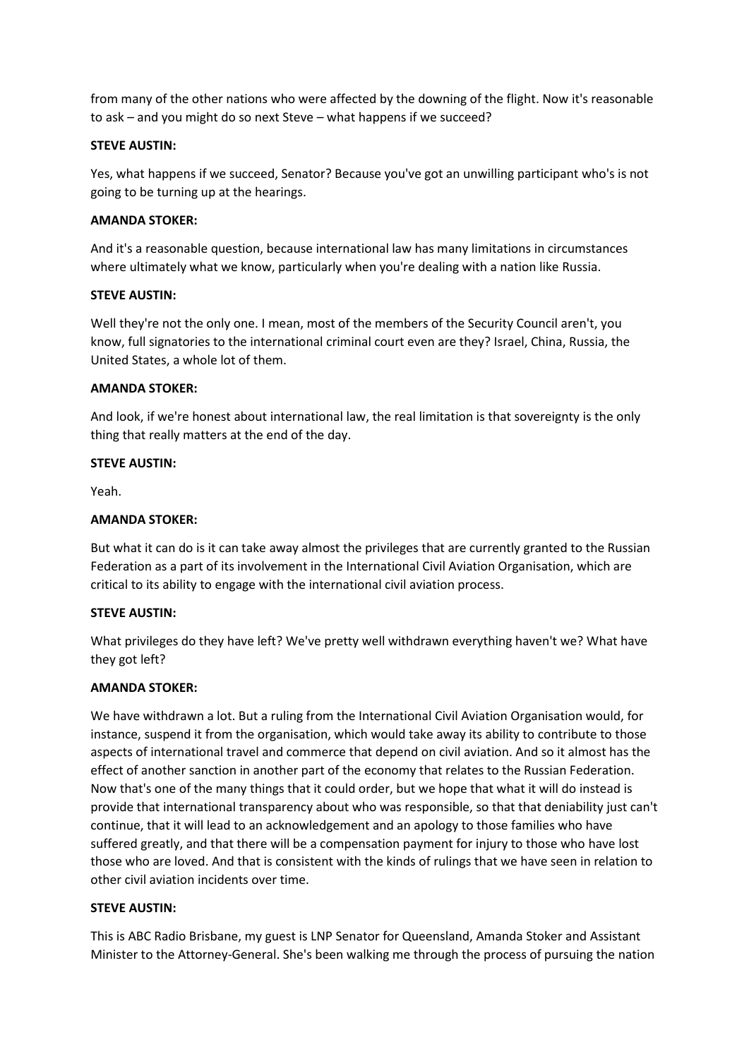from many of the other nations who were affected by the downing of the flight. Now it's reasonable to ask – and you might do so next Steve – what happens if we succeed?

**STEVE AUSTIN:**

Yes, what happens if we succeed, Senator? Because you've got an unwilling participant who's is not going to be turning up at the hearings.

**AMANDA STOKER:**

And it's a reasonable question, because international law has many limitations in circumstances where ultimately what we know, particularly when you're dealing with a nation like Russia.

**STEVE AUSTIN:**

Well they're not the only one. I mean, most of the members of the Security Council aren't, you know, full signatories to the international criminal court even are they? Israel, China, Russia, the United States, a whole lot of them.

**AMANDA STOKER:**

And look, if we're honest about international law, the real limitation is that sovereignty is the only thing that really matters at the end of the day.

**STEVE AUSTIN:**

Yeah.

**AMANDA STOKER:**

But what it can do is it can take away almost the privileges that are currently granted to the Russian Federation as a part of its involvement in the International Civil Aviation Organisation, which are critical to its ability to engage with the international civil aviation process.

**STEVE AUSTIN:**

What privileges do they have left? We've pretty well withdrawn everything haven't we? What have they got left?

**AMANDA STOKER:**

We have withdrawn a lot. But a ruling from the International Civil Aviation Organisation would, for instance, suspend it from the organisation, which would take away its ability to contribute to those aspects of international travel and commerce that depend on civil aviation. And so it almost has the effect of another sanction in another part of the economy that relates to the Russian Federation. Now that's one of the many things that it could order, but we hope that what it will do instead is provide that international transparency about who was responsible, so that that deniability just can't continue, that it will lead to an acknowledgement and an apology to those families who have suffered greatly, and that there will be a compensation payment for injury to those who have lost those who are loved. And that is consistent with the kinds of rulings that we have seen in relation to other civil aviation incidents over time.

**STEVE AUSTIN:**

This is ABC Radio Brisbane, my guest is LNP Senator for Queensland, Amanda Stoker and Assistant Minister to the Attorney-General. She's been walking me through the process of pursuing the nation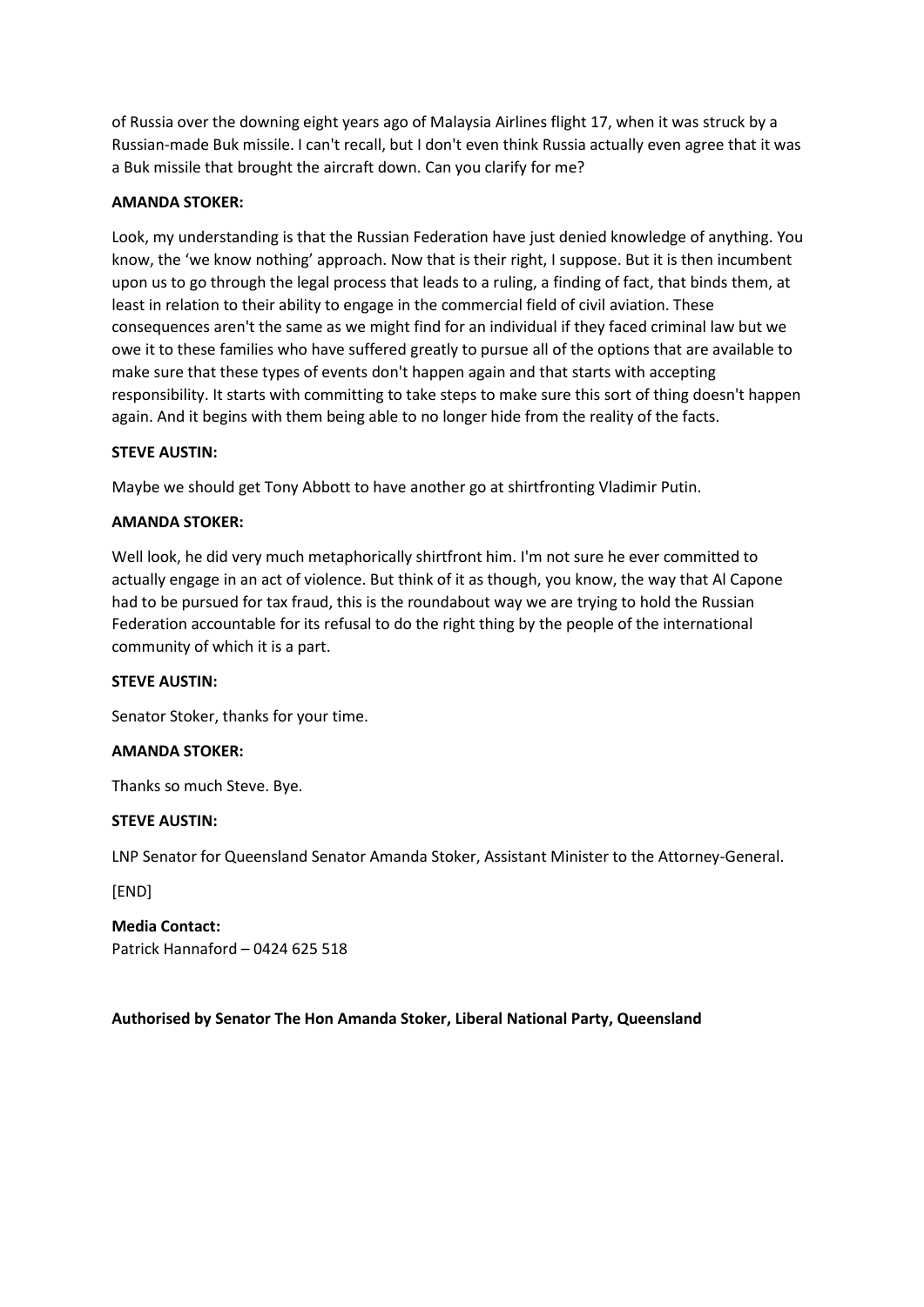of Russia over the downing eight years ago of Malaysia Airlines flight 17, when it was struck by a Russian-made Buk missile. I can't recall, but I don't even think Russia actually even agree that it was a Buk missile that brought the aircraft down. Can you clarify for me?

**AMANDA STOKER:**

Look, my understanding is that the Russian Federation have just denied knowledge of anything. You know, the 'we know nothing' approach. Now that is their right, I suppose. But it is then incumbent upon us to go through the legal process that leads to a ruling, a finding of fact, that binds them, at least in relation to their ability to engage in the commercial field of civil aviation. These consequences aren't the same as we might find for an individual if they faced criminal law but we owe it to these families who have suffered greatly to pursue all of the options that are available to make sure that these types of events don't happen again and that starts with accepting responsibility. It starts with committing to take steps to make sure this sort of thing doesn't happen again. And it begins with them being able to no longer hide from the reality of the facts.

**STEVE AUSTIN:**

Maybe we should get Tony Abbott to have another go at shirtfronting Vladimir Putin.

**AMANDA STOKER:**

Well look, he did very much metaphorically shirtfront him. I'm not sure he ever committed to actually engage in an act of violence. But think of it as though, you know, the way that Al Capone had to be pursued for tax fraud, this is the roundabout way we are trying to hold the Russian Federation accountable for its refusal to do the right thing by the people of the international community of which it is a part.

**STEVE AUSTIN:**

Senator Stoker, thanks for your time.

**AMANDA STOKER:**

Thanks so much Steve. Bye.

**STEVE AUSTIN:**

LNP Senator for Queensland Senator Amanda Stoker, Assistant Minister to the Attorney-General.

[END]

**Media Contact:**
Patrick Hannaford – 0424 625 518

**Authorised by Senator The Hon Amanda Stoker, Liberal National Party, Queensland**